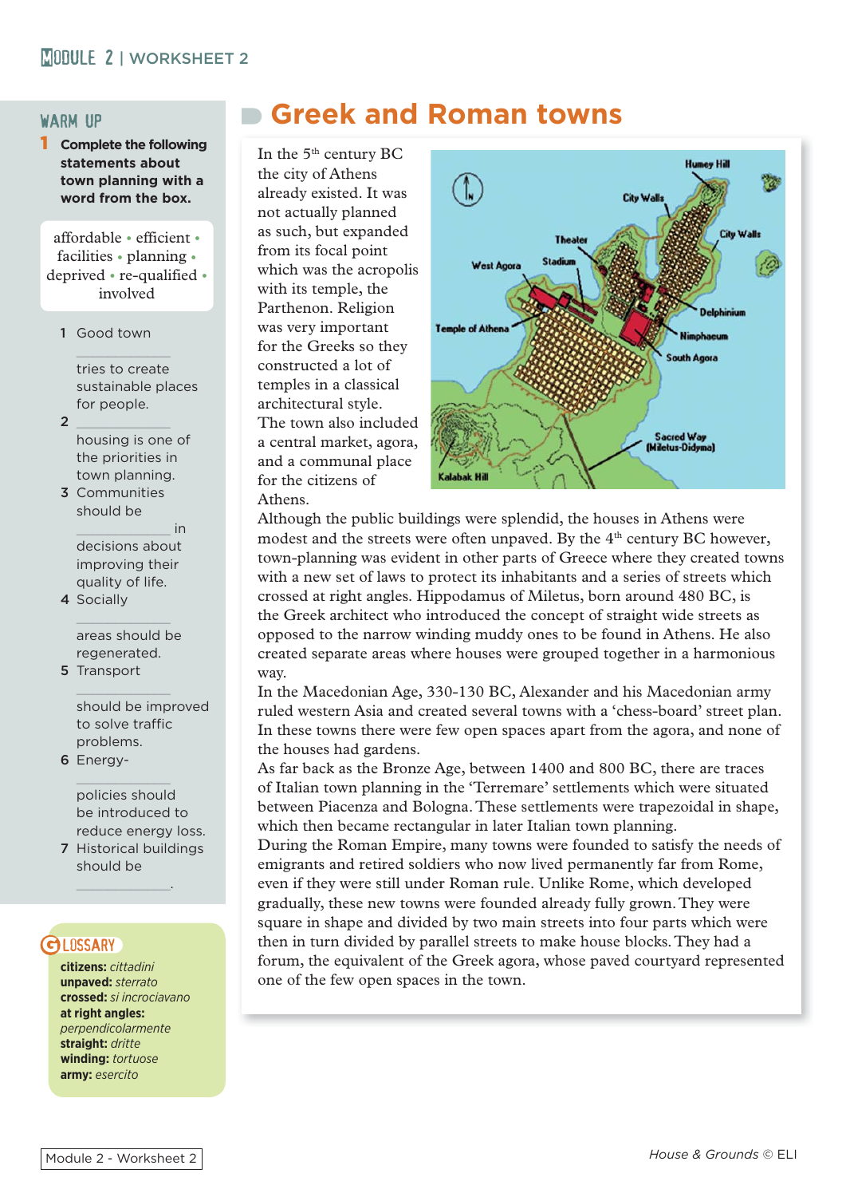# Greek and Roman towns

## WARM UP

**1 Complete the following statements about town planning with a word from the box.**

affordable • efficient • facilities • planning • deprived • re-qualified • involved

1. Good town ____________ tries to create sustainable places for people.
2. ____________ housing is one of the priorities in town planning.
3. Communities should be ____________ in decisions about improving their quality of life.
4. Socially ____________ areas should be regenerated.
5. Transport ____________ should be improved to solve traffic problems.
6. Energy-____________ policies should be introduced to reduce energy loss.
7. Historical buildings should be ____________.

## GLOSSARY

**citizens:** *cittadini*
**unpaved:** *sterrato*
**crossed:** *si incrociavano*
**at right angles:** *perpendicolarmente*
**straight:** *dritte*
**winding:** *tortuose*
**army:** *esercito*

In the 5th century BC the city of Athens already existed. It was not actually planned as such, but expanded from its focal point which was the acropolis with its temple, the Parthenon. Religion was very important for the Greeks so they constructed a lot of temples in a classical architectural style. The town also included a central market, agora, and a communal place for the citizens of Athens.

Although the public buildings were splendid, the houses in Athens were modest and the streets were often unpaved. By the 4th century BC however, town-planning was evident in other parts of Greece where they created towns with a new set of laws to protect its inhabitants and a series of streets which crossed at right angles. Hippodamus of Miletus, born around 480 BC, is the Greek architect who introduced the concept of straight wide streets as opposed to the narrow winding muddy ones to be found in Athens. He also created separate areas where houses were grouped together in a harmonious way.

In the Macedonian Age, 330-130 BC, Alexander and his Macedonian army ruled western Asia and created several towns with a 'chess-board' street plan. In these towns there were few open spaces apart from the agora, and none of the houses had gardens.

As far back as the Bronze Age, between 1400 and 800 BC, there are traces of Italian town planning in the 'Terremare' settlements which were situated between Piacenza and Bologna. These settlements were trapezoidal in shape, which then became rectangular in later Italian town planning.

During the Roman Empire, many towns were founded to satisfy the needs of emigrants and retired soldiers who now lived permanently far from Rome, even if they were still under Roman rule. Unlike Rome, which developed gradually, these new towns were founded already fully grown. They were square in shape and divided by two main streets into four parts which were then in turn divided by parallel streets to make house blocks. They had a forum, the equivalent of the Greek agora, whose paved courtyard represented one of the few open spaces in the town.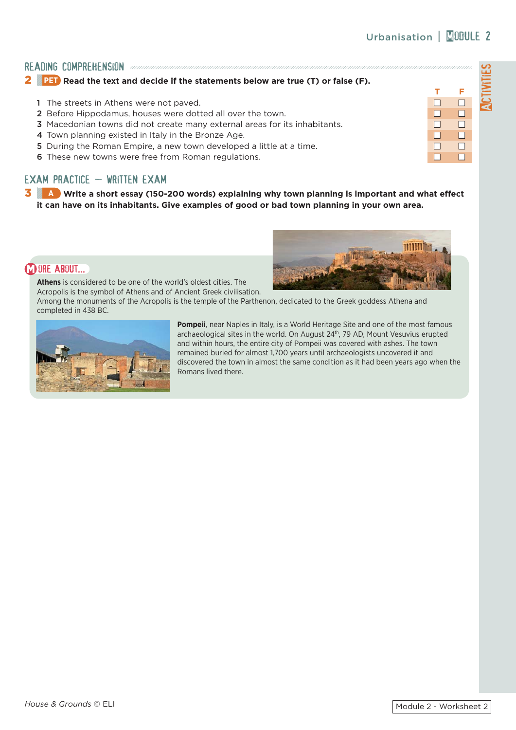## READING COMPREHENSION

**2** PET **Read the text and decide if the statements below are true (T) or false (F).**

| | | T | F |
|---|---|---|---|
| 1 | The streets in Athens were not paved. | ☐ | ☐ |
| 2 | Before Hippodamus, houses were dotted all over the town. | ☐ | ☐ |
| 3 | Macedonian towns did not create many external areas for its inhabitants. | ☐ | ☐ |
| 4 | Town planning existed in Italy in the Bronze Age. | ☐ | ☐ |
| 5 | During the Roman Empire, a new town developed a little at a time. | ☐ | ☐ |
| 6 | These new towns were free from Roman regulations. | ☐ | ☐ |

## EXAM PRACTICE – WRITTEN EXAM

**3** A **Write a short essay (150-200 words) explaining why town planning is important and what effect it can have on its inhabitants. Give examples of good or bad town planning in your own area.**

### MORE ABOUT...

**Athens** is considered to be one of the world's oldest cities. The Acropolis is the symbol of Athens and of Ancient Greek civilisation. Among the monuments of the Acropolis is the temple of the Parthenon, dedicated to the Greek goddess Athena and completed in 438 BC.

**Pompeii**, near Naples in Italy, is a World Heritage Site and one of the most famous archaeological sites in the world. On August 24th, 79 AD, Mount Vesuvius erupted and within hours, the entire city of Pompeii was covered with ashes. The town remained buried for almost 1,700 years until archaeologists uncovered it and discovered the town in almost the same condition as it had been years ago when the Romans lived there.